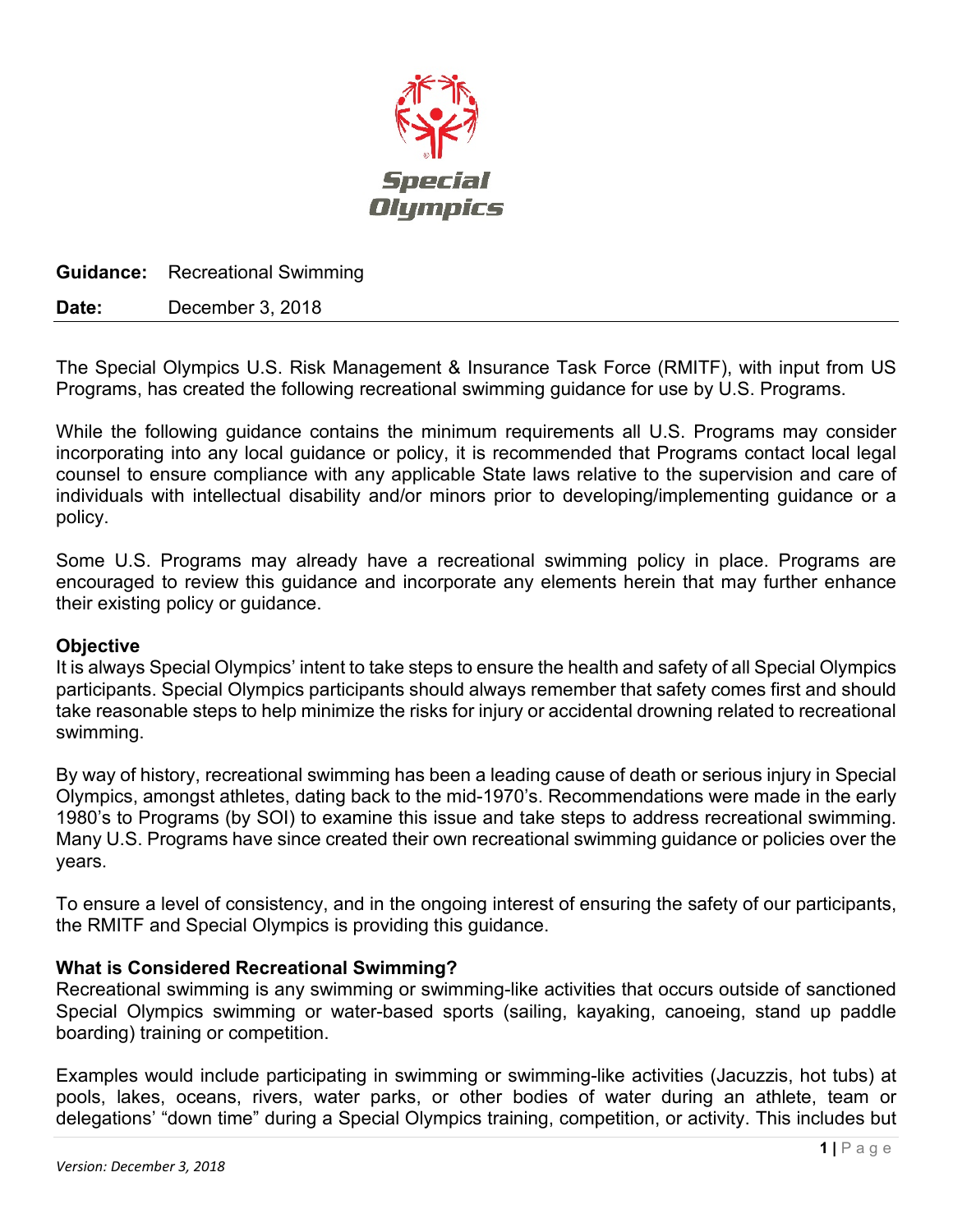**Guidance:** Recreational Swimming

**Date:** December 3, 2018

The Special Olympics U.S. Risk Management & Insurance Task Force (RMITF), with input from US Programs, has created the following recreational swimming guidance for use by U.S. Programs.

While the following guidance contains the minimum requirements all U.S. Programs may consider incorporating into any local guidance or policy, it is recommended that Programs contact local legal counsel to ensure compliance with any applicable State laws relative to the supervision and care of individuals with intellectual disability and/or minors prior to developing/implementing guidance or a policy.

Some U.S. Programs may already have a recreational swimming policy in place. Programs are encouraged to review this guidance and incorporate any elements herein that may further enhance their existing policy or guidance.

## Objective

It is always Special Olympics' intent to take steps to ensure the health and safety of all Special Olympics participants. Special Olympics participants should always remember that safety comes first and should take reasonable steps to help minimize the risks for injury or accidental drowning related to recreational swimming.

By way of history, recreational swimming has been a leading cause of death or serious injury in Special Olympics, amongst athletes, dating back to the mid-1970's. Recommendations were made in the early 1980's to Programs (by SOI) to examine this issue and take steps to address recreational swimming. Many U.S. Programs have since created their own recreational swimming guidance or policies over the years.

To ensure a level of consistency, and in the ongoing interest of ensuring the safety of our participants, the RMITF and Special Olympics is providing this guidance.

## What is Considered Recreational Swimming?

Recreational swimming is any swimming or swimming-like activities that occurs outside of sanctioned Special Olympics swimming or water-based sports (sailing, kayaking, canoeing, stand up paddle boarding) training or competition.

Examples would include participating in swimming or swimming-like activities (Jacuzzis, hot tubs) at pools, lakes, oceans, rivers, water parks, or other bodies of water during an athlete, team or delegations' "down time" during a Special Olympics training, competition, or activity. This includes but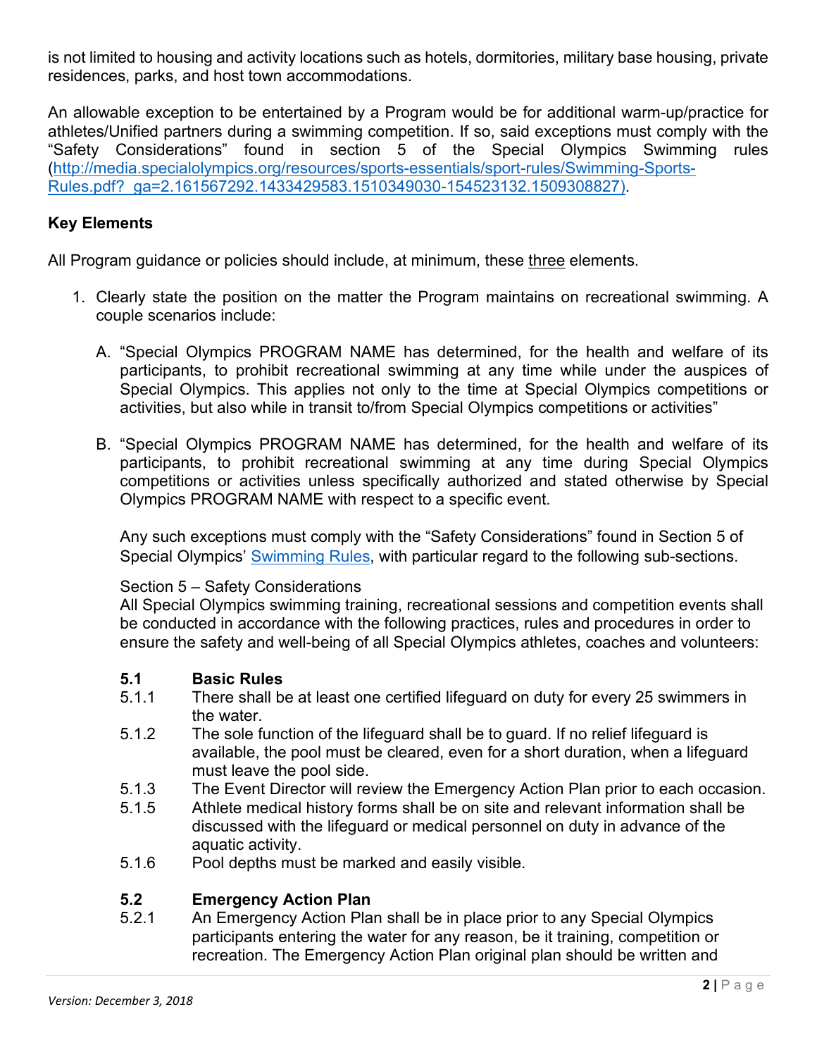is not limited to housing and activity locations such as hotels, dormitories, military base housing, private residences, parks, and host town accommodations.

An allowable exception to be entertained by a Program would be for additional warm-up/practice for athletes/Unified partners during a swimming competition. If so, said exceptions must comply with the "Safety Considerations" found in section 5 of the Special Olympics Swimming rules (http://media.specialolympics.org/resources/sports-essentials/sport-rules/Swimming-Sports-Rules.pdf?_ga=2.161567292.1433429583.1510349030-154523132.1509308827).

**Key Elements**

All Program guidance or policies should include, at minimum, these three elements.

1. Clearly state the position on the matter the Program maintains on recreational swimming. A couple scenarios include:

   A. "Special Olympics PROGRAM NAME has determined, for the health and welfare of its participants, to prohibit recreational swimming at any time while under the auspices of Special Olympics. This applies not only to the time at Special Olympics competitions or activities, but also while in transit to/from Special Olympics competitions or activities"

   B. "Special Olympics PROGRAM NAME has determined, for the health and welfare of its participants, to prohibit recreational swimming at any time during Special Olympics competitions or activities unless specifically authorized and stated otherwise by Special Olympics PROGRAM NAME with respect to a specific event.

      Any such exceptions must comply with the "Safety Considerations" found in Section 5 of Special Olympics' Swimming Rules, with particular regard to the following sub-sections.

      Section 5 – Safety Considerations
      All Special Olympics swimming training, recreational sessions and competition events shall be conducted in accordance with the following practices, rules and procedures in order to ensure the safety and well-being of all Special Olympics athletes, coaches and volunteers:

      **5.1 Basic Rules**

      5.1.1 There shall be at least one certified lifeguard on duty for every 25 swimmers in the water.

      5.1.2 The sole function of the lifeguard shall be to guard. If no relief lifeguard is available, the pool must be cleared, even for a short duration, when a lifeguard must leave the pool side.

      5.1.3 The Event Director will review the Emergency Action Plan prior to each occasion.

      5.1.5 Athlete medical history forms shall be on site and relevant information shall be discussed with the lifeguard or medical personnel on duty in advance of the aquatic activity.

      5.1.6 Pool depths must be marked and easily visible.

      **5.2 Emergency Action Plan**

      5.2.1 An Emergency Action Plan shall be in place prior to any Special Olympics participants entering the water for any reason, be it training, competition or recreation. The Emergency Action Plan original plan should be written and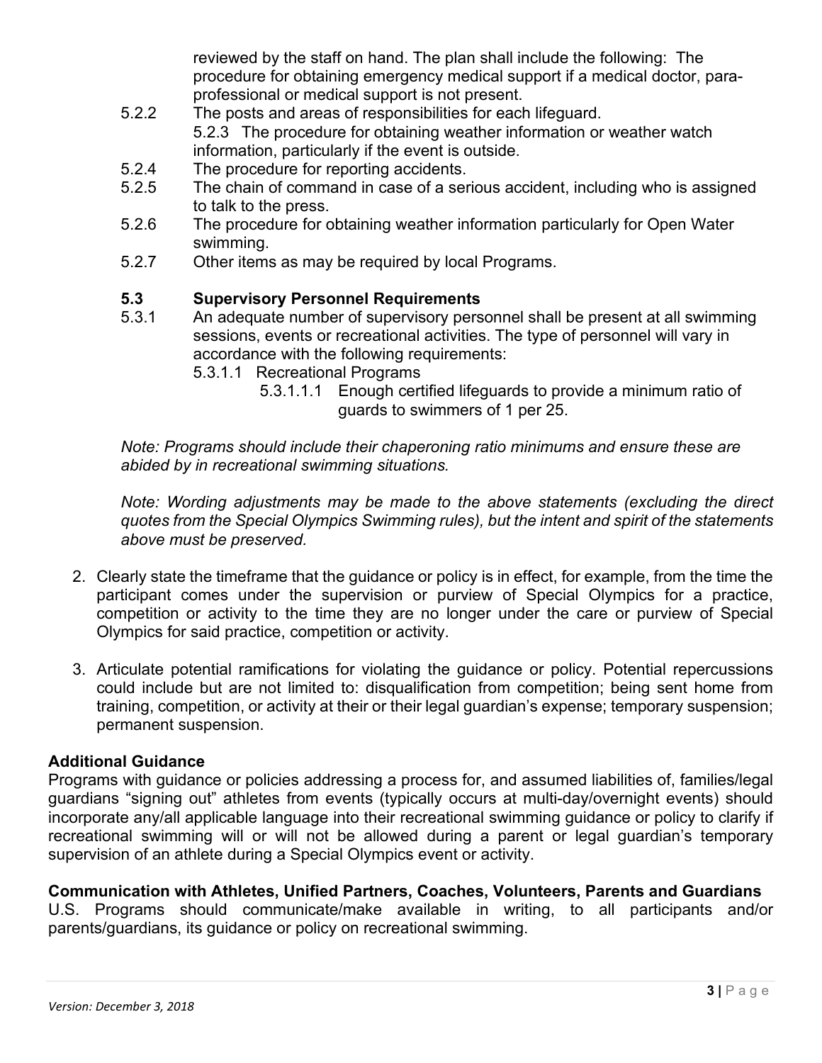reviewed by the staff on hand. The plan shall include the following: The procedure for obtaining emergency medical support if a medical doctor, para-professional or medical support is not present.

5.2.2 The posts and areas of responsibilities for each lifeguard.

5.2.3 The procedure for obtaining weather information or weather watch information, particularly if the event is outside.

5.2.4 The procedure for reporting accidents.

5.2.5 The chain of command in case of a serious accident, including who is assigned to talk to the press.

5.2.6 The procedure for obtaining weather information particularly for Open Water swimming.

5.2.7 Other items as may be required by local Programs.

**5.3 Supervisory Personnel Requirements**

5.3.1 An adequate number of supervisory personnel shall be present at all swimming sessions, events or recreational activities. The type of personnel will vary in accordance with the following requirements:

5.3.1.1 Recreational Programs

5.3.1.1.1 Enough certified lifeguards to provide a minimum ratio of guards to swimmers of 1 per 25.

*Note: Programs should include their chaperoning ratio minimums and ensure these are abided by in recreational swimming situations.*

*Note: Wording adjustments may be made to the above statements (excluding the direct quotes from the Special Olympics Swimming rules), but the intent and spirit of the statements above must be preserved.*

2. Clearly state the timeframe that the guidance or policy is in effect, for example, from the time the participant comes under the supervision or purview of Special Olympics for a practice, competition or activity to the time they are no longer under the care or purview of Special Olympics for said practice, competition or activity.

3. Articulate potential ramifications for violating the guidance or policy. Potential repercussions could include but are not limited to: disqualification from competition; being sent home from training, competition, or activity at their or their legal guardian's expense; temporary suspension; permanent suspension.

**Additional Guidance**

Programs with guidance or policies addressing a process for, and assumed liabilities of, families/legal guardians "signing out" athletes from events (typically occurs at multi-day/overnight events) should incorporate any/all applicable language into their recreational swimming guidance or policy to clarify if recreational swimming will or will not be allowed during a parent or legal guardian's temporary supervision of an athlete during a Special Olympics event or activity.

**Communication with Athletes, Unified Partners, Coaches, Volunteers, Parents and Guardians**

U.S. Programs should communicate/make available in writing, to all participants and/or parents/guardians, its guidance or policy on recreational swimming.

*Version: December 3, 2018*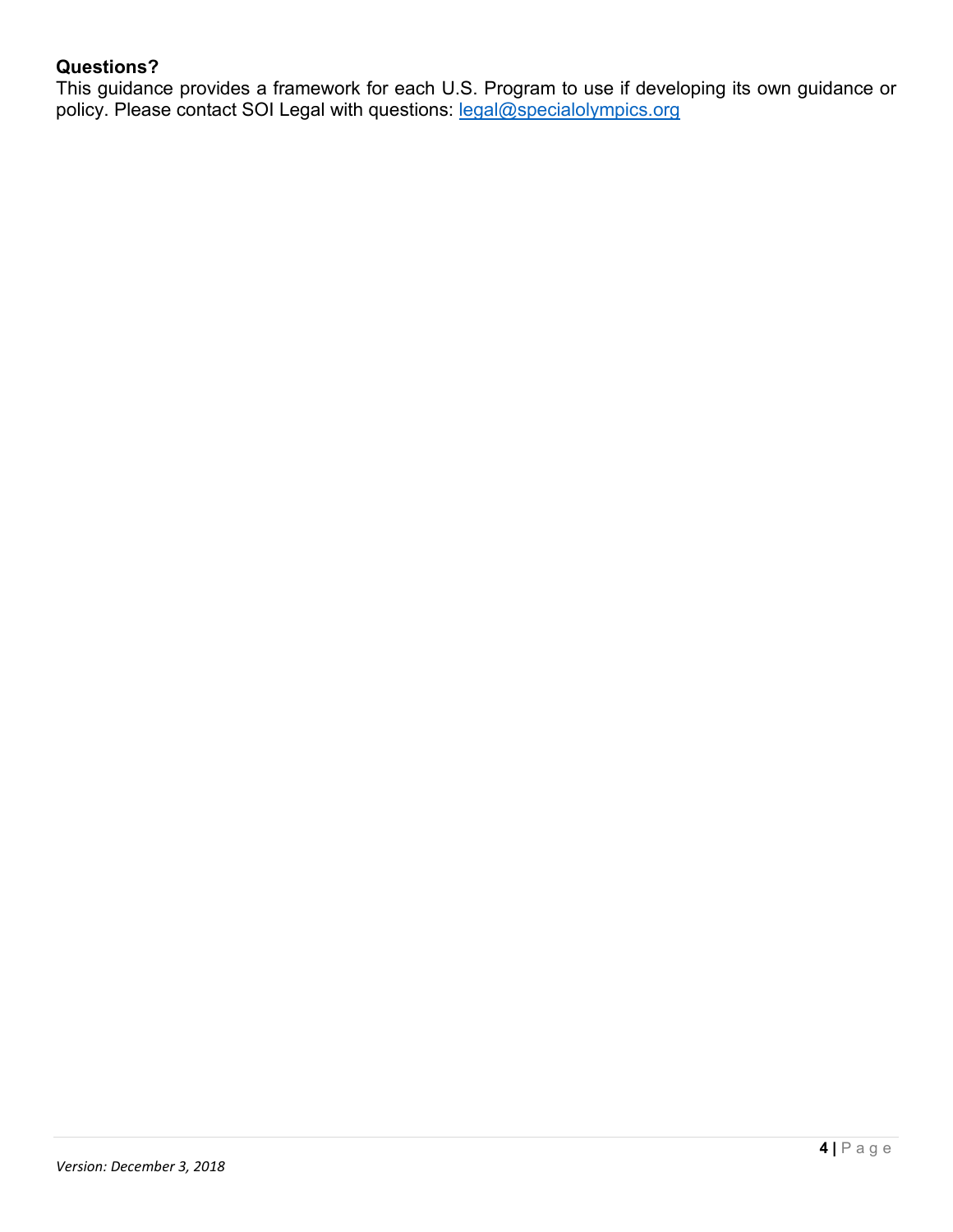**Questions?**

This guidance provides a framework for each U.S. Program to use if developing its own guidance or policy. Please contact SOI Legal with questions: legal@specialolympics.org